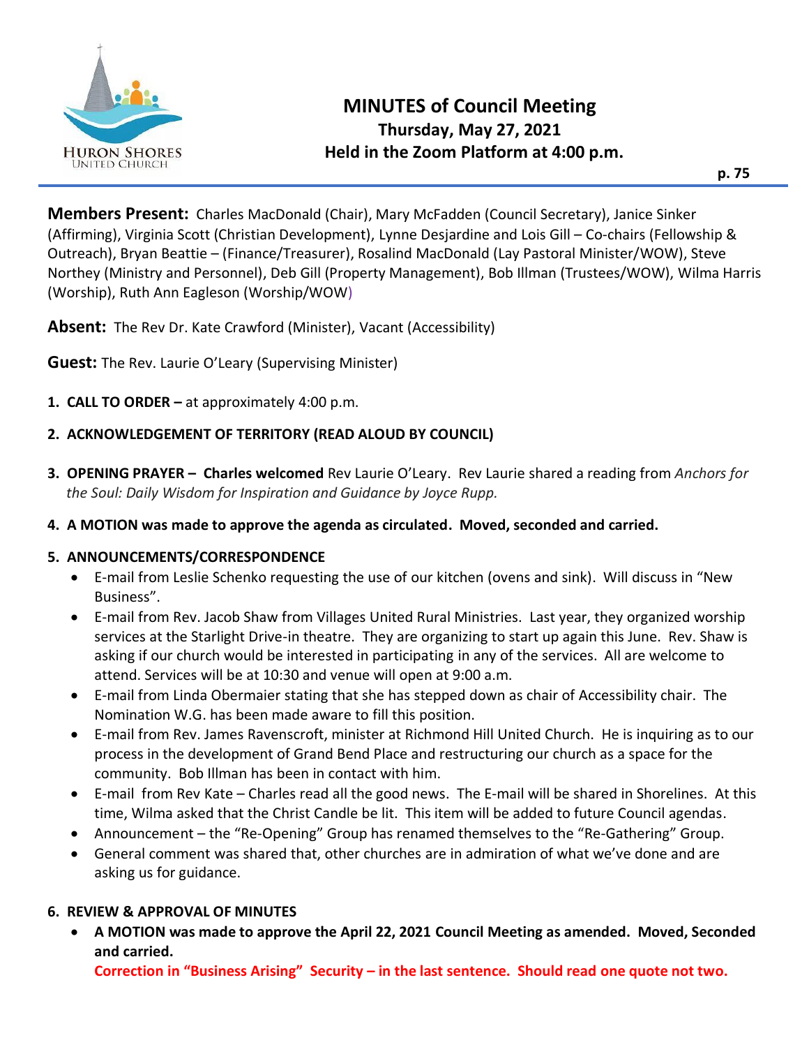# MINUTES of Council Meeting

## Thursday, May 27, 2021
## Held in the Zoom Platform at 4:00 p.m.

**Members Present:** Charles MacDonald (Chair), Mary McFadden (Council Secretary), Janice Sinker (Affirming), Virginia Scott (Christian Development), Lynne Desjardine and Lois Gill – Co-chairs (Fellowship & Outreach), Bryan Beattie – (Finance/Treasurer), Rosalind MacDonald (Lay Pastoral Minister/WOW), Steve Northey (Ministry and Personnel), Deb Gill (Property Management), Bob Illman (Trustees/WOW), Wilma Harris (Worship), Ruth Ann Eagleson (Worship/WOW)

**Absent:** The Rev Dr. Kate Crawford (Minister), Vacant (Accessibility)

**Guest:** The Rev. Laurie O'Leary (Supervising Minister)

1. **CALL TO ORDER –** at approximately 4:00 p.m.

2. **ACKNOWLEDGEMENT OF TERRITORY (READ ALOUD BY COUNCIL)**

3. **OPENING PRAYER – Charles welcomed** Rev Laurie O'Leary. Rev Laurie shared a reading from *Anchors for the Soul: Daily Wisdom for Inspiration and Guidance by Joyce Rupp.*

4. **A MOTION was made to approve the agenda as circulated. Moved, seconded and carried.**

5. **ANNOUNCEMENTS/CORRESPONDENCE**
   - E-mail from Leslie Schenko requesting the use of our kitchen (ovens and sink). Will discuss in "New Business".
   - E-mail from Rev. Jacob Shaw from Villages United Rural Ministries. Last year, they organized worship services at the Starlight Drive-in theatre. They are organizing to start up again this June. Rev. Shaw is asking if our church would be interested in participating in any of the services. All are welcome to attend. Services will be at 10:30 and venue will open at 9:00 a.m.
   - E-mail from Linda Obermaier stating that she has stepped down as chair of Accessibility chair. The Nomination W.G. has been made aware to fill this position.
   - E-mail from Rev. James Ravenscroft, minister at Richmond Hill United Church. He is inquiring as to our process in the development of Grand Bend Place and restructuring our church as a space for the community. Bob Illman has been in contact with him.
   - E-mail from Rev Kate – Charles read all the good news. The E-mail will be shared in Shorelines. At this time, Wilma asked that the Christ Candle be lit. This item will be added to future Council agendas.
   - Announcement – the "Re-Opening" Group has renamed themselves to the "Re-Gathering" Group.
   - General comment was shared that, other churches are in admiration of what we've done and are asking us for guidance.

6. **REVIEW & APPROVAL OF MINUTES**
   - **A MOTION was made to approve the April 22, 2021 Council Meeting as amended. Moved, Seconded and carried.**
     **Correction in "Business Arising" Security – in the last sentence. Should read one quote not two.**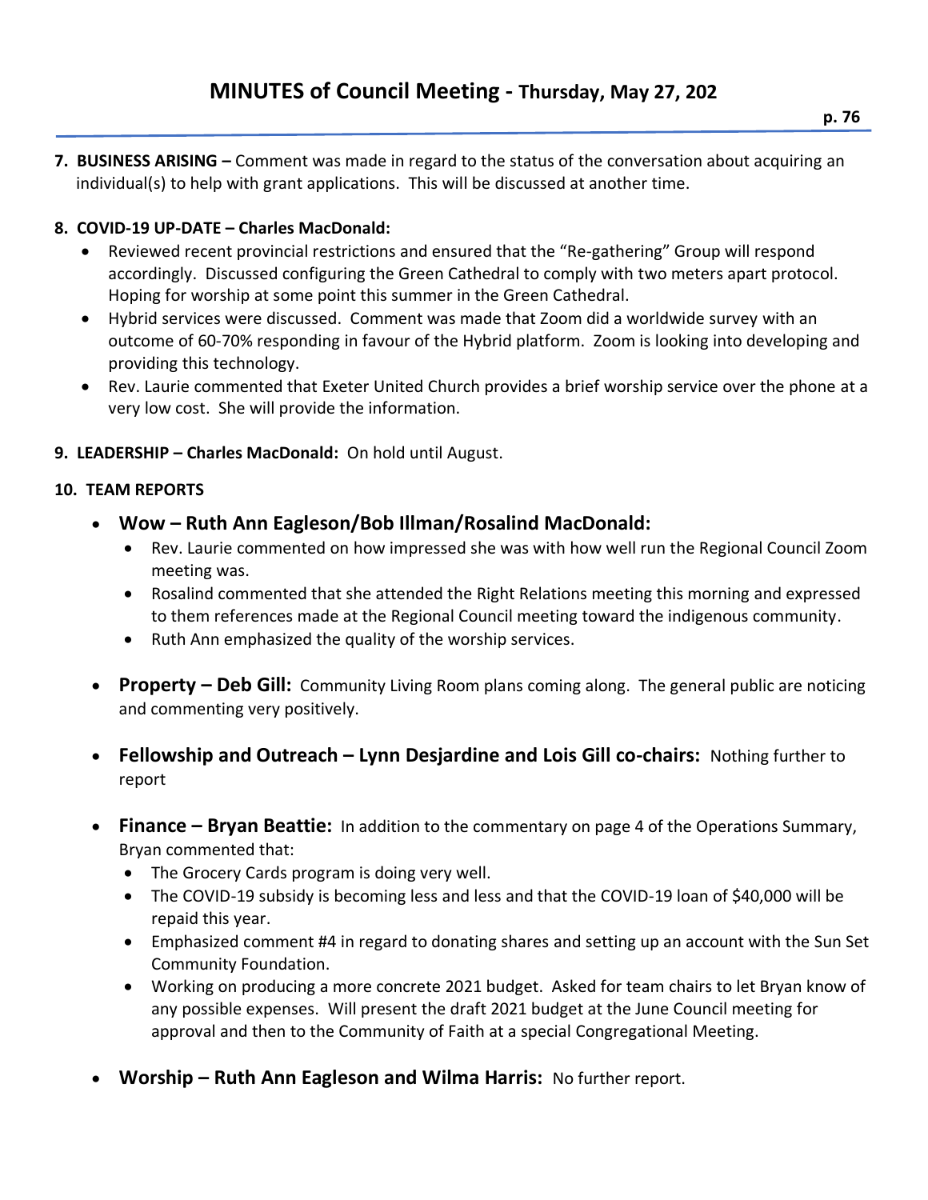# MINUTES of Council Meeting - Thursday, May 27, 202

7. **BUSINESS ARISING –** Comment was made in regard to the status of the conversation about acquiring an individual(s) to help with grant applications. This will be discussed at another time.

8. **COVID-19 UP-DATE – Charles MacDonald:**
   - Reviewed recent provincial restrictions and ensured that the "Re-gathering" Group will respond accordingly. Discussed configuring the Green Cathedral to comply with two meters apart protocol. Hoping for worship at some point this summer in the Green Cathedral.
   - Hybrid services were discussed. Comment was made that Zoom did a worldwide survey with an outcome of 60-70% responding in favour of the Hybrid platform. Zoom is looking into developing and providing this technology.
   - Rev. Laurie commented that Exeter United Church provides a brief worship service over the phone at a very low cost. She will provide the information.

9. **LEADERSHIP – Charles MacDonald:** On hold until August.

10. **TEAM REPORTS**
    - **Wow – Ruth Ann Eagleson/Bob Illman/Rosalind MacDonald:**
      - Rev. Laurie commented on how impressed she was with how well run the Regional Council Zoom meeting was.
      - Rosalind commented that she attended the Right Relations meeting this morning and expressed to them references made at the Regional Council meeting toward the indigenous community.
      - Ruth Ann emphasized the quality of the worship services.
    - **Property – Deb Gill:** Community Living Room plans coming along. The general public are noticing and commenting very positively.
    - **Fellowship and Outreach – Lynn Desjardine and Lois Gill co-chairs:** Nothing further to report
    - **Finance – Bryan Beattie:** In addition to the commentary on page 4 of the Operations Summary, Bryan commented that:
      - The Grocery Cards program is doing very well.
      - The COVID-19 subsidy is becoming less and less and that the COVID-19 loan of $40,000 will be repaid this year.
      - Emphasized comment #4 in regard to donating shares and setting up an account with the Sun Set Community Foundation.
      - Working on producing a more concrete 2021 budget. Asked for team chairs to let Bryan know of any possible expenses. Will present the draft 2021 budget at the June Council meeting for approval and then to the Community of Faith at a special Congregational Meeting.
    - **Worship – Ruth Ann Eagleson and Wilma Harris:** No further report.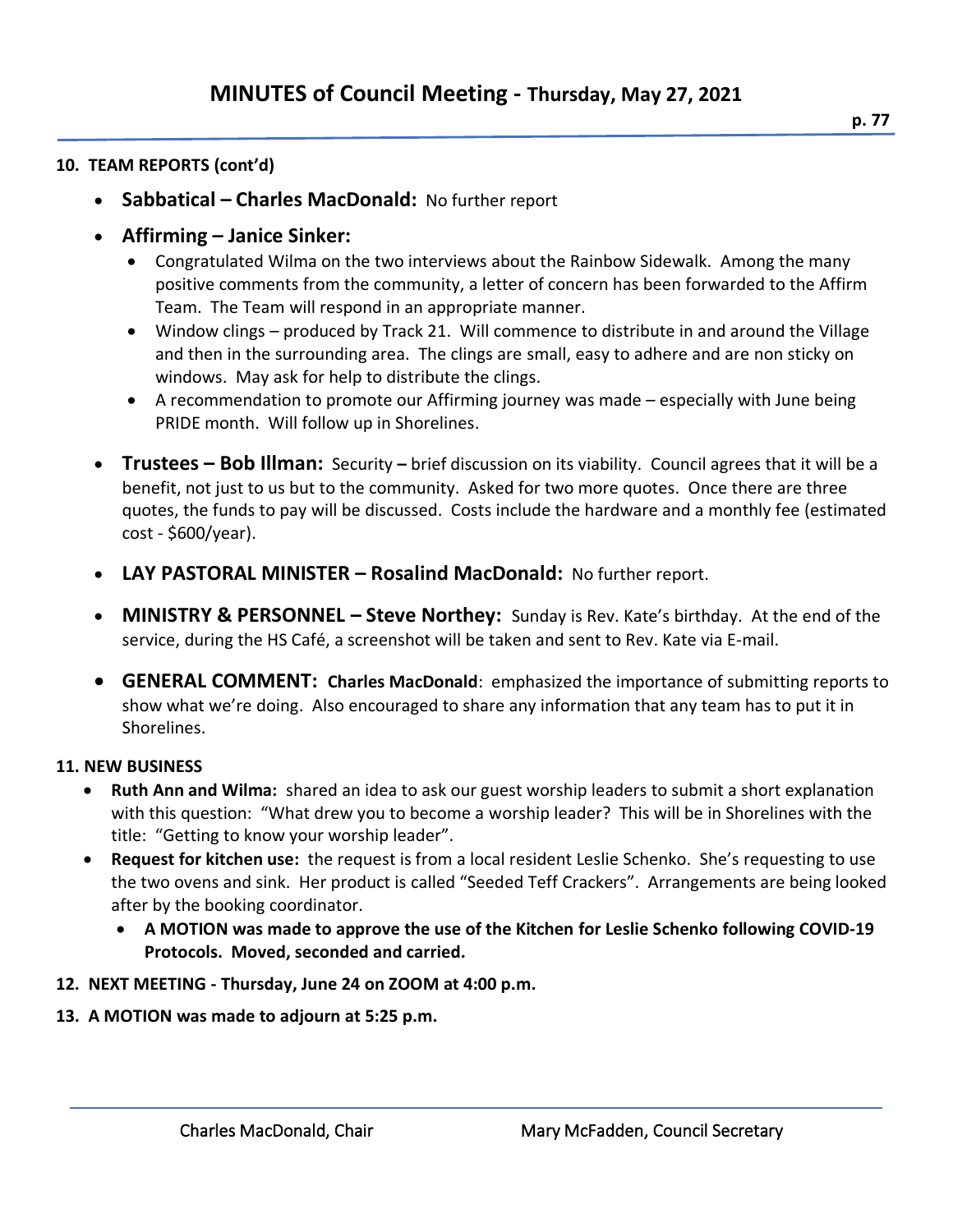# MINUTES of Council Meeting - Thursday, May 27, 2021

**10. TEAM REPORTS (cont'd)**

- **Sabbatical – Charles MacDonald:** No further report
- **Affirming – Janice Sinker:**
  - Congratulated Wilma on the two interviews about the Rainbow Sidewalk. Among the many positive comments from the community, a letter of concern has been forwarded to the Affirm Team. The Team will respond in an appropriate manner.
  - Window clings – produced by Track 21. Will commence to distribute in and around the Village and then in the surrounding area. The clings are small, easy to adhere and are non sticky on windows. May ask for help to distribute the clings.
  - A recommendation to promote our Affirming journey was made – especially with June being PRIDE month. Will follow up in Shorelines.
- **Trustees – Bob Illman:** Security **–** brief discussion on its viability. Council agrees that it will be a benefit, not just to us but to the community. Asked for two more quotes. Once there are three quotes, the funds to pay will be discussed. Costs include the hardware and a monthly fee (estimated cost - $600/year).
- **LAY PASTORAL MINISTER – Rosalind MacDonald:** No further report.
- **MINISTRY & PERSONNEL – Steve Northey:** Sunday is Rev. Kate's birthday. At the end of the service, during the HS Café, a screenshot will be taken and sent to Rev. Kate via E-mail.
- **GENERAL COMMENT: Charles MacDonald**: emphasized the importance of submitting reports to show what we're doing. Also encouraged to share any information that any team has to put it in Shorelines.

**11. NEW BUSINESS**

- **Ruth Ann and Wilma:** shared an idea to ask our guest worship leaders to submit a short explanation with this question: "What drew you to become a worship leader? This will be in Shorelines with the title: "Getting to know your worship leader".
- **Request for kitchen use:** the request is from a local resident Leslie Schenko. She's requesting to use the two ovens and sink. Her product is called "Seeded Teff Crackers". Arrangements are being looked after by the booking coordinator.
  - **A MOTION was made to approve the use of the Kitchen for Leslie Schenko following COVID-19 Protocols. Moved, seconded and carried.**

**12. NEXT MEETING - Thursday, June 24 on ZOOM at 4:00 p.m.**

**13. A MOTION was made to adjourn at 5:25 p.m.**

Charles MacDonald, Chair

Mary McFadden, Council Secretary